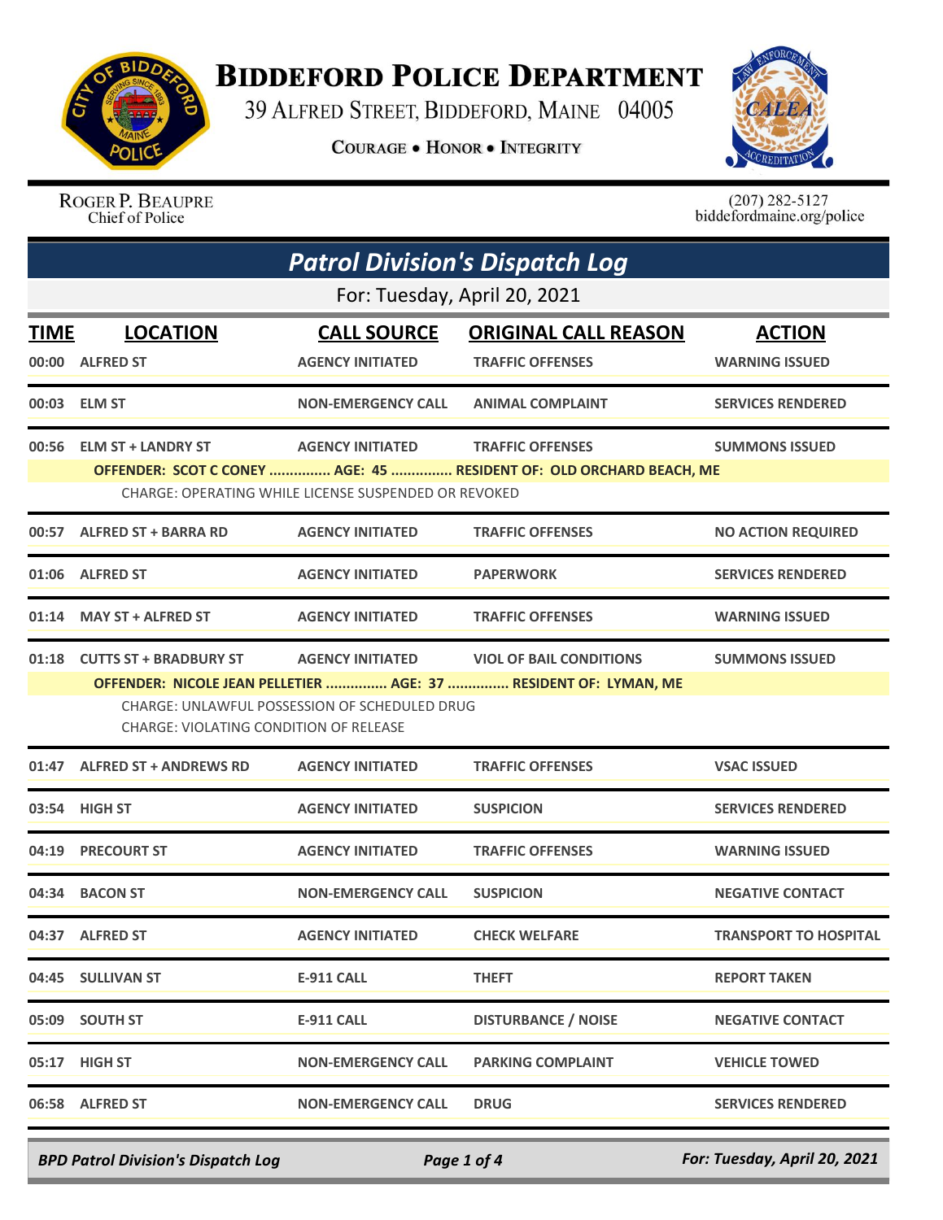# Biddeford Police Department

39 Alfred Street, Biddeford, Maine 04005

**Courage • Honor • Integrity**

Roger P. Beaupre
Chief of Police

(207) 282-5127
biddefordmaine.org/police

## *Patrol Division's Dispatch Log*

For: Tuesday, April 20, 2021

| TIME | LOCATION | CALL SOURCE | ORIGINAL CALL REASON | ACTION |
|---|---|---|---|---|
| 00:00 | ALFRED ST | AGENCY INITIATED | TRAFFIC OFFENSES | WARNING ISSUED |
| 00:03 | ELM ST | NON-EMERGENCY CALL | ANIMAL COMPLAINT | SERVICES RENDERED |
| 00:56 | ELM ST + LANDRY ST | AGENCY INITIATED | TRAFFIC OFFENSES | SUMMONS ISSUED |
| | OFFENDER: SCOT C CONEY ............... AGE: 45 ............... RESIDENT OF: OLD ORCHARD BEACH, ME<br>CHARGE: OPERATING WHILE LICENSE SUSPENDED OR REVOKED | | | |
| 00:57 | ALFRED ST + BARRA RD | AGENCY INITIATED | TRAFFIC OFFENSES | NO ACTION REQUIRED |
| 01:06 | ALFRED ST | AGENCY INITIATED | PAPERWORK | SERVICES RENDERED |
| 01:14 | MAY ST + ALFRED ST | AGENCY INITIATED | TRAFFIC OFFENSES | WARNING ISSUED |
| 01:18 | CUTTS ST + BRADBURY ST | AGENCY INITIATED | VIOL OF BAIL CONDITIONS | SUMMONS ISSUED |
| | OFFENDER: NICOLE JEAN PELLETIER ............... AGE: 37 ............... RESIDENT OF: LYMAN, ME<br>CHARGE: UNLAWFUL POSSESSION OF SCHEDULED DRUG<br>CHARGE: VIOLATING CONDITION OF RELEASE | | | |
| 01:47 | ALFRED ST + ANDREWS RD | AGENCY INITIATED | TRAFFIC OFFENSES | VSAC ISSUED |
| 03:54 | HIGH ST | AGENCY INITIATED | SUSPICION | SERVICES RENDERED |
| 04:19 | PRECOURT ST | AGENCY INITIATED | TRAFFIC OFFENSES | WARNING ISSUED |
| 04:34 | BACON ST | NON-EMERGENCY CALL | SUSPICION | NEGATIVE CONTACT |
| 04:37 | ALFRED ST | AGENCY INITIATED | CHECK WELFARE | TRANSPORT TO HOSPITAL |
| 04:45 | SULLIVAN ST | E-911 CALL | THEFT | REPORT TAKEN |
| 05:09 | SOUTH ST | E-911 CALL | DISTURBANCE / NOISE | NEGATIVE CONTACT |
| 05:17 | HIGH ST | NON-EMERGENCY CALL | PARKING COMPLAINT | VEHICLE TOWED |
| 06:58 | ALFRED ST | NON-EMERGENCY CALL | DRUG | SERVICES RENDERED |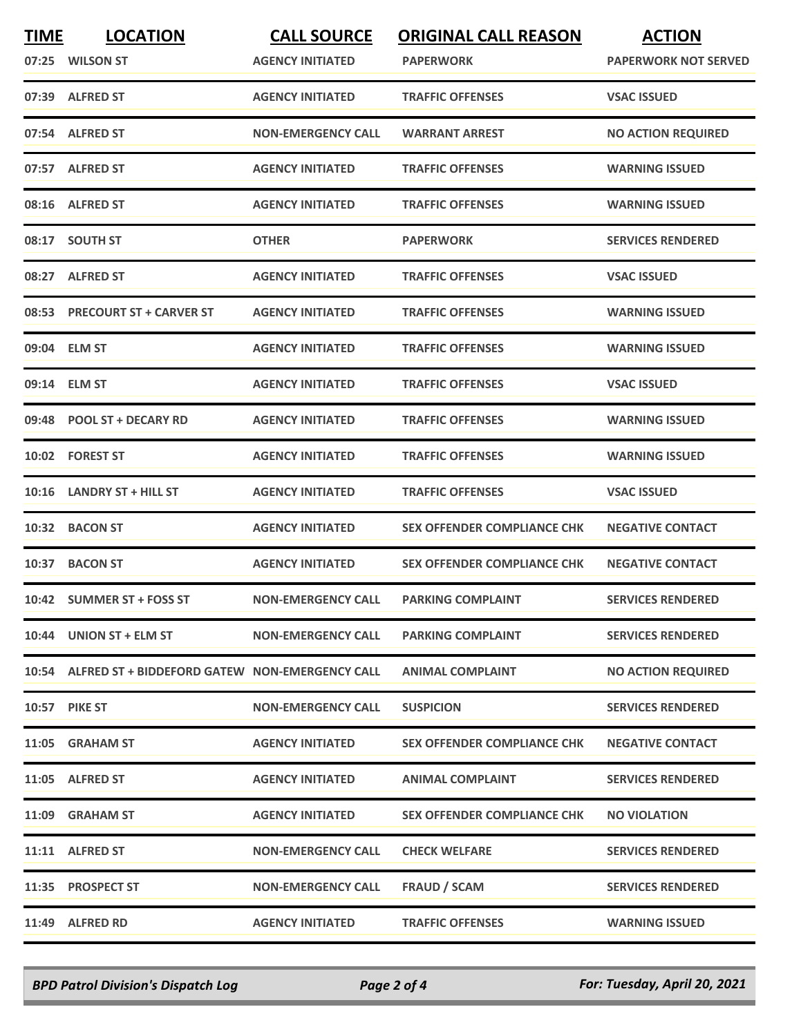| TIME | LOCATION | CALL SOURCE | ORIGINAL CALL REASON | ACTION |
|---|---|---|---|---|
| 07:25 | WILSON ST | AGENCY INITIATED | PAPERWORK | PAPERWORK NOT SERVED |
| 07:39 | ALFRED ST | AGENCY INITIATED | TRAFFIC OFFENSES | VSAC ISSUED |
| 07:54 | ALFRED ST | NON-EMERGENCY CALL | WARRANT ARREST | NO ACTION REQUIRED |
| 07:57 | ALFRED ST | AGENCY INITIATED | TRAFFIC OFFENSES | WARNING ISSUED |
| 08:16 | ALFRED ST | AGENCY INITIATED | TRAFFIC OFFENSES | WARNING ISSUED |
| 08:17 | SOUTH ST | OTHER | PAPERWORK | SERVICES RENDERED |
| 08:27 | ALFRED ST | AGENCY INITIATED | TRAFFIC OFFENSES | VSAC ISSUED |
| 08:53 | PRECOURT ST + CARVER ST | AGENCY INITIATED | TRAFFIC OFFENSES | WARNING ISSUED |
| 09:04 | ELM ST | AGENCY INITIATED | TRAFFIC OFFENSES | WARNING ISSUED |
| 09:14 | ELM ST | AGENCY INITIATED | TRAFFIC OFFENSES | VSAC ISSUED |
| 09:48 | POOL ST + DECARY RD | AGENCY INITIATED | TRAFFIC OFFENSES | WARNING ISSUED |
| 10:02 | FOREST ST | AGENCY INITIATED | TRAFFIC OFFENSES | WARNING ISSUED |
| 10:16 | LANDRY ST + HILL ST | AGENCY INITIATED | TRAFFIC OFFENSES | VSAC ISSUED |
| 10:32 | BACON ST | AGENCY INITIATED | SEX OFFENDER COMPLIANCE CHK | NEGATIVE CONTACT |
| 10:37 | BACON ST | AGENCY INITIATED | SEX OFFENDER COMPLIANCE CHK | NEGATIVE CONTACT |
| 10:42 | SUMMER ST + FOSS ST | NON-EMERGENCY CALL | PARKING COMPLAINT | SERVICES RENDERED |
| 10:44 | UNION ST + ELM ST | NON-EMERGENCY CALL | PARKING COMPLAINT | SERVICES RENDERED |
| 10:54 | ALFRED ST + BIDDEFORD GATEW | NON-EMERGENCY CALL | ANIMAL COMPLAINT | NO ACTION REQUIRED |
| 10:57 | PIKE ST | NON-EMERGENCY CALL | SUSPICION | SERVICES RENDERED |
| 11:05 | GRAHAM ST | AGENCY INITIATED | SEX OFFENDER COMPLIANCE CHK | NEGATIVE CONTACT |
| 11:05 | ALFRED ST | AGENCY INITIATED | ANIMAL COMPLAINT | SERVICES RENDERED |
| 11:09 | GRAHAM ST | AGENCY INITIATED | SEX OFFENDER COMPLIANCE CHK | NO VIOLATION |
| 11:11 | ALFRED ST | NON-EMERGENCY CALL | CHECK WELFARE | SERVICES RENDERED |
| 11:35 | PROSPECT ST | NON-EMERGENCY CALL | FRAUD / SCAM | SERVICES RENDERED |
| 11:49 | ALFRED RD | AGENCY INITIATED | TRAFFIC OFFENSES | WARNING ISSUED |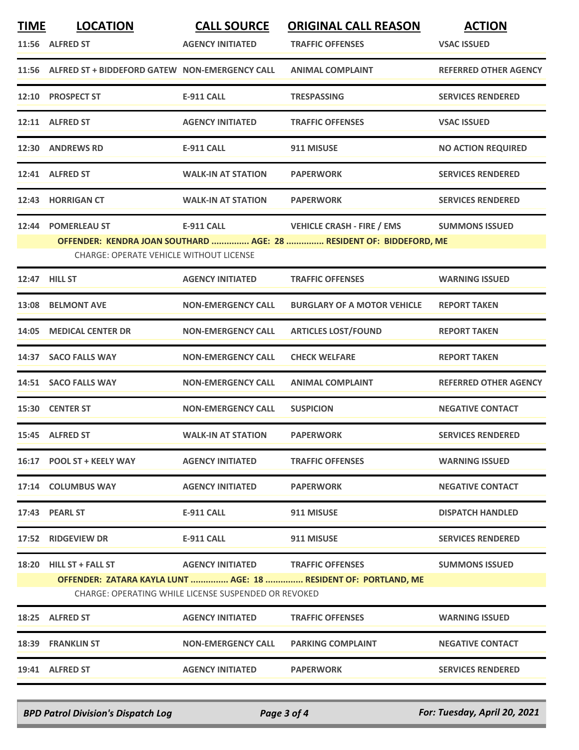| TIME | LOCATION | CALL SOURCE | ORIGINAL CALL REASON | ACTION |
|---|---|---|---|---|
| 11:56 | ALFRED ST | AGENCY INITIATED | TRAFFIC OFFENSES | VSAC ISSUED |
| 11:56 | ALFRED ST + BIDDEFORD GATEW | NON-EMERGENCY CALL | ANIMAL COMPLAINT | REFERRED OTHER AGENCY |
| 12:10 | PROSPECT ST | E-911 CALL | TRESPASSING | SERVICES RENDERED |
| 12:11 | ALFRED ST | AGENCY INITIATED | TRAFFIC OFFENSES | VSAC ISSUED |
| 12:30 | ANDREWS RD | E-911 CALL | 911 MISUSE | NO ACTION REQUIRED |
| 12:41 | ALFRED ST | WALK-IN AT STATION | PAPERWORK | SERVICES RENDERED |
| 12:43 | HORRIGAN CT | WALK-IN AT STATION | PAPERWORK | SERVICES RENDERED |
| 12:44 | POMERLEAU ST | E-911 CALL | VEHICLE CRASH - FIRE / EMS | SUMMONS ISSUED |
| | OFFENDER: KENDRA JOAN SOUTHARD ............... AGE: 28 ............... RESIDENT OF: BIDDEFORD, ME | | | |
| | CHARGE: OPERATE VEHICLE WITHOUT LICENSE | | | |
| 12:47 | HILL ST | AGENCY INITIATED | TRAFFIC OFFENSES | WARNING ISSUED |
| 13:08 | BELMONT AVE | NON-EMERGENCY CALL | BURGLARY OF A MOTOR VEHICLE | REPORT TAKEN |
| 14:05 | MEDICAL CENTER DR | NON-EMERGENCY CALL | ARTICLES LOST/FOUND | REPORT TAKEN |
| 14:37 | SACO FALLS WAY | NON-EMERGENCY CALL | CHECK WELFARE | REPORT TAKEN |
| 14:51 | SACO FALLS WAY | NON-EMERGENCY CALL | ANIMAL COMPLAINT | REFERRED OTHER AGENCY |
| 15:30 | CENTER ST | NON-EMERGENCY CALL | SUSPICION | NEGATIVE CONTACT |
| 15:45 | ALFRED ST | WALK-IN AT STATION | PAPERWORK | SERVICES RENDERED |
| 16:17 | POOL ST + KEELY WAY | AGENCY INITIATED | TRAFFIC OFFENSES | WARNING ISSUED |
| 17:14 | COLUMBUS WAY | AGENCY INITIATED | PAPERWORK | NEGATIVE CONTACT |
| 17:43 | PEARL ST | E-911 CALL | 911 MISUSE | DISPATCH HANDLED |
| 17:52 | RIDGEVIEW DR | E-911 CALL | 911 MISUSE | SERVICES RENDERED |
| 18:20 | HILL ST + FALL ST | AGENCY INITIATED | TRAFFIC OFFENSES | SUMMONS ISSUED |
| | OFFENDER: ZATARA KAYLA LUNT ............... AGE: 18 ............... RESIDENT OF: PORTLAND, ME | | | |
| | CHARGE: OPERATING WHILE LICENSE SUSPENDED OR REVOKED | | | |
| 18:25 | ALFRED ST | AGENCY INITIATED | TRAFFIC OFFENSES | WARNING ISSUED |
| 18:39 | FRANKLIN ST | NON-EMERGENCY CALL | PARKING COMPLAINT | NEGATIVE CONTACT |
| 19:41 | ALFRED ST | AGENCY INITIATED | PAPERWORK | SERVICES RENDERED |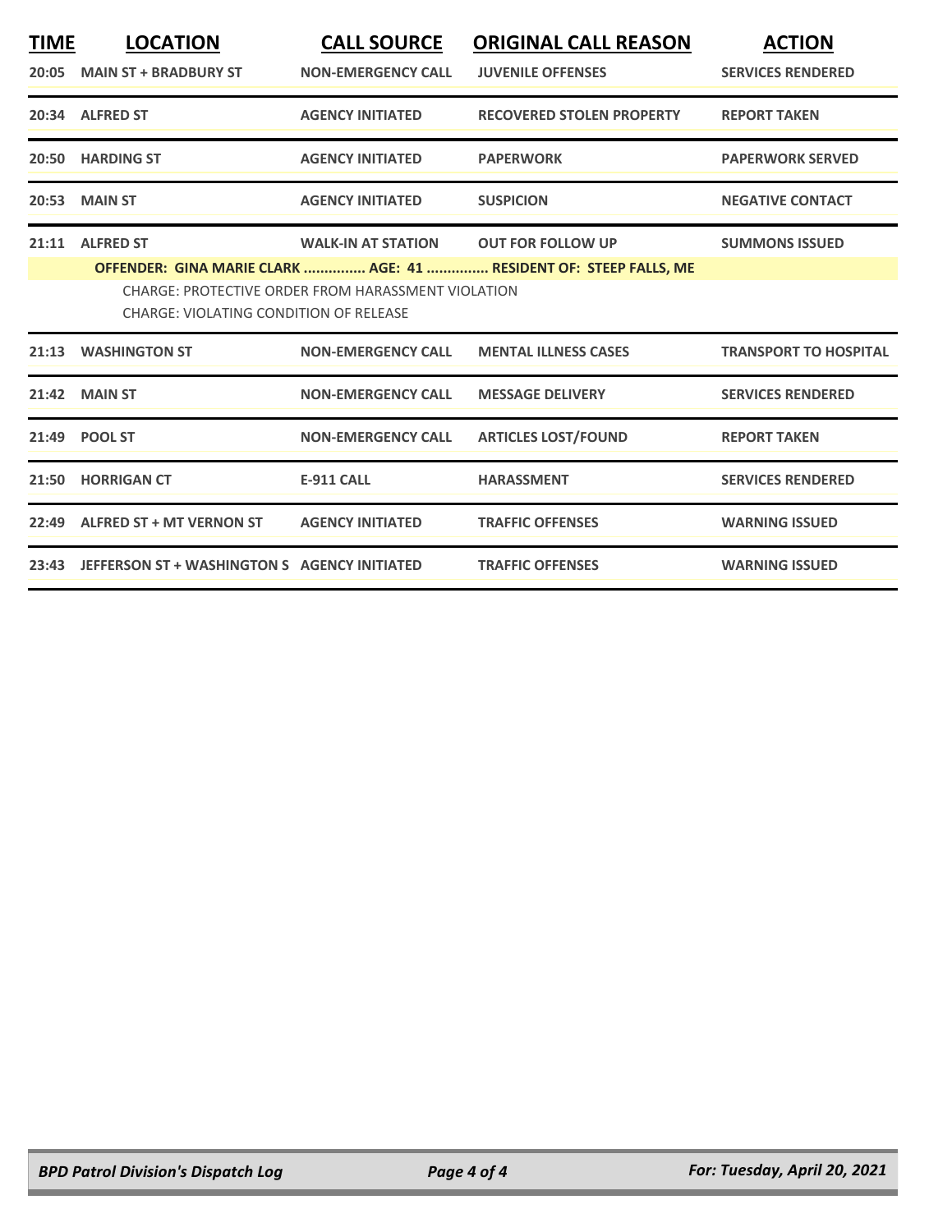| TIME | LOCATION | CALL SOURCE | ORIGINAL CALL REASON | ACTION |
|---|---|---|---|---|
| 20:05 | MAIN ST + BRADBURY ST | NON-EMERGENCY CALL | JUVENILE OFFENSES | SERVICES RENDERED |
| 20:34 | ALFRED ST | AGENCY INITIATED | RECOVERED STOLEN PROPERTY | REPORT TAKEN |
| 20:50 | HARDING ST | AGENCY INITIATED | PAPERWORK | PAPERWORK SERVED |
| 20:53 | MAIN ST | AGENCY INITIATED | SUSPICION | NEGATIVE CONTACT |
| 21:11 | ALFRED ST | WALK-IN AT STATION | OUT FOR FOLLOW UP | SUMMONS ISSUED |

**OFFENDER: GINA MARIE CLARK ............... AGE: 41 ............... RESIDENT OF: STEEP FALLS, ME**

CHARGE: PROTECTIVE ORDER FROM HARASSMENT VIOLATION
CHARGE: VIOLATING CONDITION OF RELEASE

| TIME | LOCATION | CALL SOURCE | ORIGINAL CALL REASON | ACTION |
|---|---|---|---|---|
| 21:13 | WASHINGTON ST | NON-EMERGENCY CALL | MENTAL ILLNESS CASES | TRANSPORT TO HOSPITAL |
| 21:42 | MAIN ST | NON-EMERGENCY CALL | MESSAGE DELIVERY | SERVICES RENDERED |
| 21:49 | POOL ST | NON-EMERGENCY CALL | ARTICLES LOST/FOUND | REPORT TAKEN |
| 21:50 | HORRIGAN CT | E-911 CALL | HARASSMENT | SERVICES RENDERED |
| 22:49 | ALFRED ST + MT VERNON ST | AGENCY INITIATED | TRAFFIC OFFENSES | WARNING ISSUED |
| 23:43 | JEFFERSON ST + WASHINGTON S | AGENCY INITIATED | TRAFFIC OFFENSES | WARNING ISSUED |